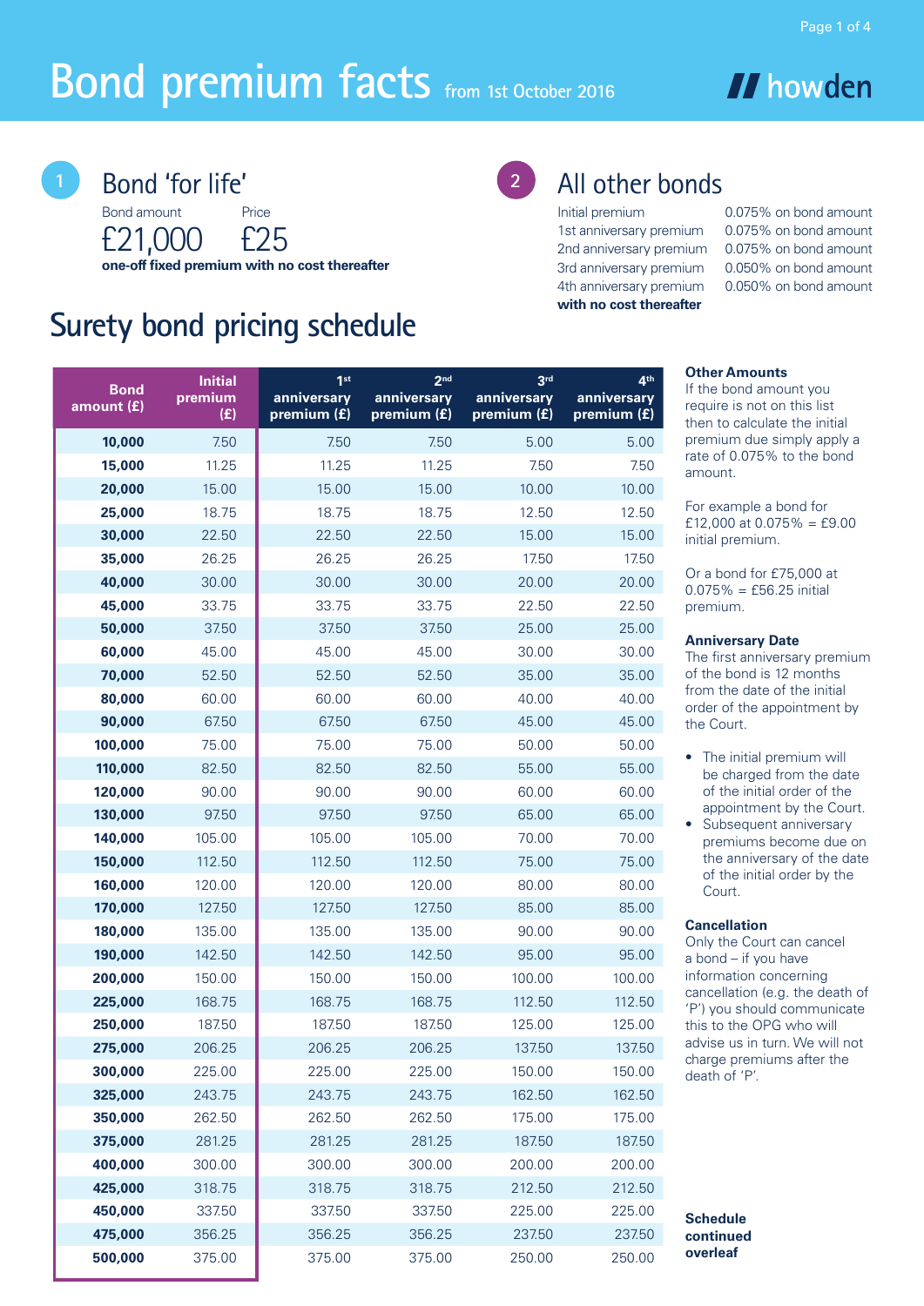# Bond premium facts from 1st October 2016

howden

## 1 Bond 'for life'

Bond amount: £21,000

Price: £25

**one-off fixed premium with no cost thereafter**

## 2 All other bonds

| | |
|---|---|
| Initial premium | 0.075% on bond amount |
| 1st anniversary premium | 0.075% on bond amount |
| 2nd anniversary premium | 0.075% on bond amount |
| 3rd anniversary premium | 0.050% on bond amount |
| 4th anniversary premium | 0.050% on bond amount |

**with no cost thereafter**

## Surety bond pricing schedule

| Bond amount (£) | Initial premium (£) | 1st anniversary premium (£) | 2nd anniversary premium (£) | 3rd anniversary premium (£) | 4th anniversary premium (£) |
|---|---|---|---|---|---|
| 10,000 | 7.50 | 7.50 | 7.50 | 5.00 | 5.00 |
| 15,000 | 11.25 | 11.25 | 11.25 | 7.50 | 7.50 |
| 20,000 | 15.00 | 15.00 | 15.00 | 10.00 | 10.00 |
| 25,000 | 18.75 | 18.75 | 18.75 | 12.50 | 12.50 |
| 30,000 | 22.50 | 22.50 | 22.50 | 15.00 | 15.00 |
| 35,000 | 26.25 | 26.25 | 26.25 | 17.50 | 17.50 |
| 40,000 | 30.00 | 30.00 | 30.00 | 20.00 | 20.00 |
| 45,000 | 33.75 | 33.75 | 33.75 | 22.50 | 22.50 |
| 50,000 | 37.50 | 37.50 | 37.50 | 25.00 | 25.00 |
| 60,000 | 45.00 | 45.00 | 45.00 | 30.00 | 30.00 |
| 70,000 | 52.50 | 52.50 | 52.50 | 35.00 | 35.00 |
| 80,000 | 60.00 | 60.00 | 60.00 | 40.00 | 40.00 |
| 90,000 | 67.50 | 67.50 | 67.50 | 45.00 | 45.00 |
| 100,000 | 75.00 | 75.00 | 75.00 | 50.00 | 50.00 |
| 110,000 | 82.50 | 82.50 | 82.50 | 55.00 | 55.00 |
| 120,000 | 90.00 | 90.00 | 90.00 | 60.00 | 60.00 |
| 130,000 | 97.50 | 97.50 | 97.50 | 65.00 | 65.00 |
| 140,000 | 105.00 | 105.00 | 105.00 | 70.00 | 70.00 |
| 150,000 | 112.50 | 112.50 | 112.50 | 75.00 | 75.00 |
| 160,000 | 120.00 | 120.00 | 120.00 | 80.00 | 80.00 |
| 170,000 | 127.50 | 127.50 | 127.50 | 85.00 | 85.00 |
| 180,000 | 135.00 | 135.00 | 135.00 | 90.00 | 90.00 |
| 190,000 | 142.50 | 142.50 | 142.50 | 95.00 | 95.00 |
| 200,000 | 150.00 | 150.00 | 150.00 | 100.00 | 100.00 |
| 225,000 | 168.75 | 168.75 | 168.75 | 112.50 | 112.50 |
| 250,000 | 187.50 | 187.50 | 187.50 | 125.00 | 125.00 |
| 275,000 | 206.25 | 206.25 | 206.25 | 137.50 | 137.50 |
| 300,000 | 225.00 | 225.00 | 225.00 | 150.00 | 150.00 |
| 325,000 | 243.75 | 243.75 | 243.75 | 162.50 | 162.50 |
| 350,000 | 262.50 | 262.50 | 262.50 | 175.00 | 175.00 |
| 375,000 | 281.25 | 281.25 | 281.25 | 187.50 | 187.50 |
| 400,000 | 300.00 | 300.00 | 300.00 | 200.00 | 200.00 |
| 425,000 | 318.75 | 318.75 | 318.75 | 212.50 | 212.50 |
| 450,000 | 337.50 | 337.50 | 337.50 | 225.00 | 225.00 |
| 475,000 | 356.25 | 356.25 | 356.25 | 237.50 | 237.50 |
| 500,000 | 375.00 | 375.00 | 375.00 | 250.00 | 250.00 |

**Other Amounts**

If the bond amount you require is not on this list then to calculate the initial premium due simply apply a rate of 0.075% to the bond amount.

For example a bond for £12,000 at 0.075% = £9.00 initial premium.

Or a bond for £75,000 at 0.075% = £56.25 initial premium.

**Anniversary Date**

The first anniversary premium of the bond is 12 months from the date of the initial order of the appointment by the Court.

- The initial premium will be charged from the date of the initial order of the appointment by the Court.
- Subsequent anniversary premiums become due on the anniversary of the date of the initial order by the Court.

**Cancellation**

Only the Court can cancel a bond – if you have information concerning cancellation (e.g. the death of 'P') you should communicate this to the OPG who will advise us in turn. We will not charge premiums after the death of 'P'.

**Schedule continued overleaf**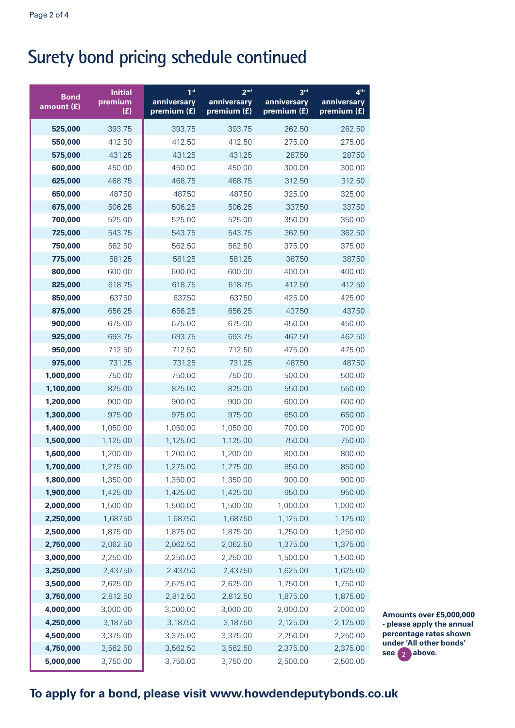# Surety bond pricing schedule continued

| Bond amount (£) | Initial premium (£) | 1st anniversary premium (£) | 2nd anniversary premium (£) | 3rd anniversary premium (£) | 4th anniversary premium (£) |
|---|---|---|---|---|---|
| **525,000** | 393.75 | 393.75 | 393.75 | 262.50 | 262.50 |
| **550,000** | 412.50 | 412.50 | 412.50 | 275.00 | 275.00 |
| **575,000** | 431.25 | 431.25 | 431.25 | 287.50 | 287.50 |
| **600,000** | 450.00 | 450.00 | 450.00 | 300.00 | 300.00 |
| **625,000** | 468.75 | 468.75 | 468.75 | 312.50 | 312.50 |
| **650,000** | 487.50 | 487.50 | 487.50 | 325.00 | 325.00 |
| **675,000** | 506.25 | 506.25 | 506.25 | 337.50 | 337.50 |
| **700,000** | 525.00 | 525.00 | 525.00 | 350.00 | 350.00 |
| **725,000** | 543.75 | 543.75 | 543.75 | 362.50 | 362.50 |
| **750,000** | 562.50 | 562.50 | 562.50 | 375.00 | 375.00 |
| **775,000** | 581.25 | 581.25 | 581.25 | 387.50 | 387.50 |
| **800,000** | 600.00 | 600.00 | 600.00 | 400.00 | 400.00 |
| **825,000** | 618.75 | 618.75 | 618.75 | 412.50 | 412.50 |
| **850,000** | 637.50 | 637.50 | 637.50 | 425.00 | 425.00 |
| **875,000** | 656.25 | 656.25 | 656.25 | 437.50 | 437.50 |
| **900,000** | 675.00 | 675.00 | 675.00 | 450.00 | 450.00 |
| **925,000** | 693.75 | 693.75 | 693.75 | 462.50 | 462.50 |
| **950,000** | 712.50 | 712.50 | 712.50 | 475.00 | 475.00 |
| **975,000** | 731.25 | 731.25 | 731.25 | 487.50 | 487.50 |
| **1,000,000** | 750.00 | 750.00 | 750.00 | 500.00 | 500.00 |
| **1,100,000** | 825.00 | 825.00 | 825.00 | 550.00 | 550.00 |
| **1,200,000** | 900.00 | 900.00 | 900.00 | 600.00 | 600.00 |
| **1,300,000** | 975.00 | 975.00 | 975.00 | 650.00 | 650.00 |
| **1,400,000** | 1,050.00 | 1,050.00 | 1,050.00 | 700.00 | 700.00 |
| **1,500,000** | 1,125.00 | 1,125.00 | 1,125.00 | 750.00 | 750.00 |
| **1,600,000** | 1,200.00 | 1,200.00 | 1,200.00 | 800.00 | 800.00 |
| **1,700,000** | 1,275.00 | 1,275.00 | 1,275.00 | 850.00 | 850.00 |
| **1,800,000** | 1,350.00 | 1,350.00 | 1,350.00 | 900.00 | 900.00 |
| **1,900,000** | 1,425.00 | 1,425.00 | 1,425.00 | 950.00 | 950.00 |
| **2,000,000** | 1,500.00 | 1,500.00 | 1,500.00 | 1,000.00 | 1,000.00 |
| **2,250,000** | 1,687.50 | 1,687.50 | 1,687.50 | 1,125.00 | 1,125.00 |
| **2,500,000** | 1,875.00 | 1,875.00 | 1,875.00 | 1,250.00 | 1,250.00 |
| **2,750,000** | 2,062.50 | 2,062.50 | 2,062.50 | 1,375.00 | 1,375.00 |
| **3,000,000** | 2,250.00 | 2,250.00 | 2,250.00 | 1,500.00 | 1,500.00 |
| **3,250,000** | 2,437.50 | 2,437.50 | 2,437.50 | 1,625.00 | 1,625.00 |
| **3,500,000** | 2,625.00 | 2,625.00 | 2,625.00 | 1,750.00 | 1,750.00 |
| **3,750,000** | 2,812.50 | 2,812.50 | 2,812.50 | 1,875.00 | 1,875.00 |
| **4,000,000** | 3,000.00 | 3,000.00 | 3,000.00 | 2,000.00 | 2,000.00 |
| **4,250,000** | 3,187.50 | 3,187.50 | 3,187.50 | 2,125.00 | 2,125.00 |
| **4,500,000** | 3,375.00 | 3,375.00 | 3,375.00 | 2,250.00 | 2,250.00 |
| **4,750,000** | 3,562.50 | 3,562.50 | 3,562.50 | 2,375.00 | 2,375.00 |
| **5,000,000** | 3,750.00 | 3,750.00 | 3,750.00 | 2,500.00 | 2,500.00 |

**Amounts over £5,000,000 - please apply the annual percentage rates shown under 'All other bonds' see 2 above.**

**To apply for a bond, please visit www.howdendeputybonds.co.uk**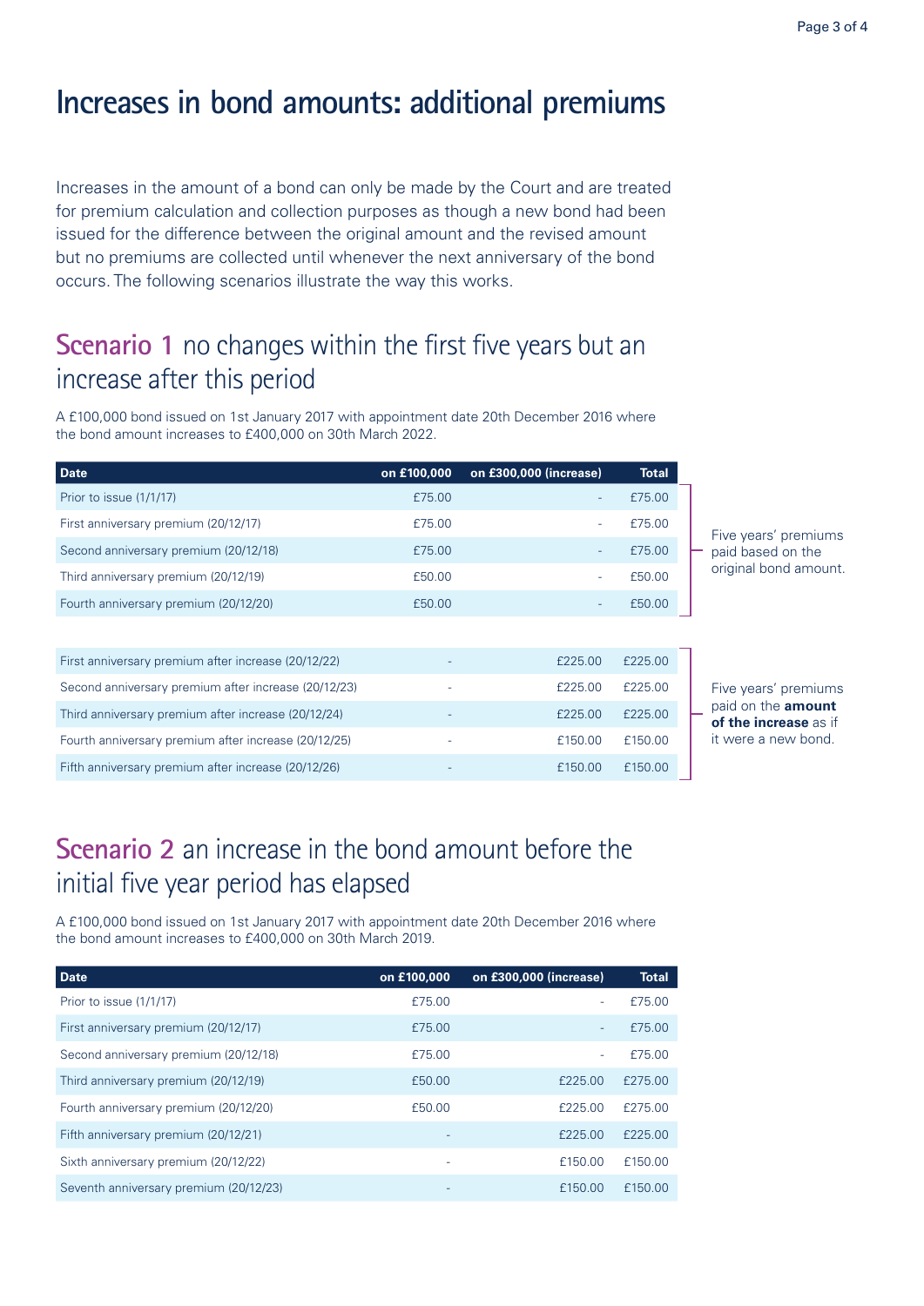# Increases in bond amounts: additional premiums

Increases in the amount of a bond can only be made by the Court and are treated for premium calculation and collection purposes as though a new bond had been issued for the difference between the original amount and the revised amount but no premiums are collected until whenever the next anniversary of the bond occurs. The following scenarios illustrate the way this works.

## Scenario 1 no changes within the first five years but an increase after this period

A £100,000 bond issued on 1st January 2017 with appointment date 20th December 2016 where the bond amount increases to £400,000 on 30th March 2022.

| Date | on £100,000 | on £300,000 (increase) | Total |
|---|---|---|---|
| Prior to issue (1/1/17) | £75.00 | - | £75.00 |
| First anniversary premium (20/12/17) | £75.00 | - | £75.00 |
| Second anniversary premium (20/12/18) | £75.00 | - | £75.00 |
| Third anniversary premium (20/12/19) | £50.00 | - | £50.00 |
| Fourth anniversary premium (20/12/20) | £50.00 | - | £50.00 |
| First anniversary premium after increase (20/12/22) | - | £225.00 | £225.00 |
| Second anniversary premium after increase (20/12/23) | - | £225.00 | £225.00 |
| Third anniversary premium after increase (20/12/24) | - | £225.00 | £225.00 |
| Fourth anniversary premium after increase (20/12/25) | - | £150.00 | £150.00 |
| Fifth anniversary premium after increase (20/12/26) | - | £150.00 | £150.00 |

Five years' premiums paid based on the original bond amount.

Five years' premiums paid on the **amount of the increase** as if it were a new bond.

## Scenario 2 an increase in the bond amount before the initial five year period has elapsed

A £100,000 bond issued on 1st January 2017 with appointment date 20th December 2016 where the bond amount increases to £400,000 on 30th March 2019.

| Date | on £100,000 | on £300,000 (increase) | Total |
|---|---|---|---|
| Prior to issue (1/1/17) | £75.00 | - | £75.00 |
| First anniversary premium (20/12/17) | £75.00 | - | £75.00 |
| Second anniversary premium (20/12/18) | £75.00 | - | £75.00 |
| Third anniversary premium (20/12/19) | £50.00 | £225.00 | £275.00 |
| Fourth anniversary premium (20/12/20) | £50.00 | £225.00 | £275.00 |
| Fifth anniversary premium (20/12/21) | - | £225.00 | £225.00 |
| Sixth anniversary premium (20/12/22) | - | £150.00 | £150.00 |
| Seventh anniversary premium (20/12/23) | - | £150.00 | £150.00 |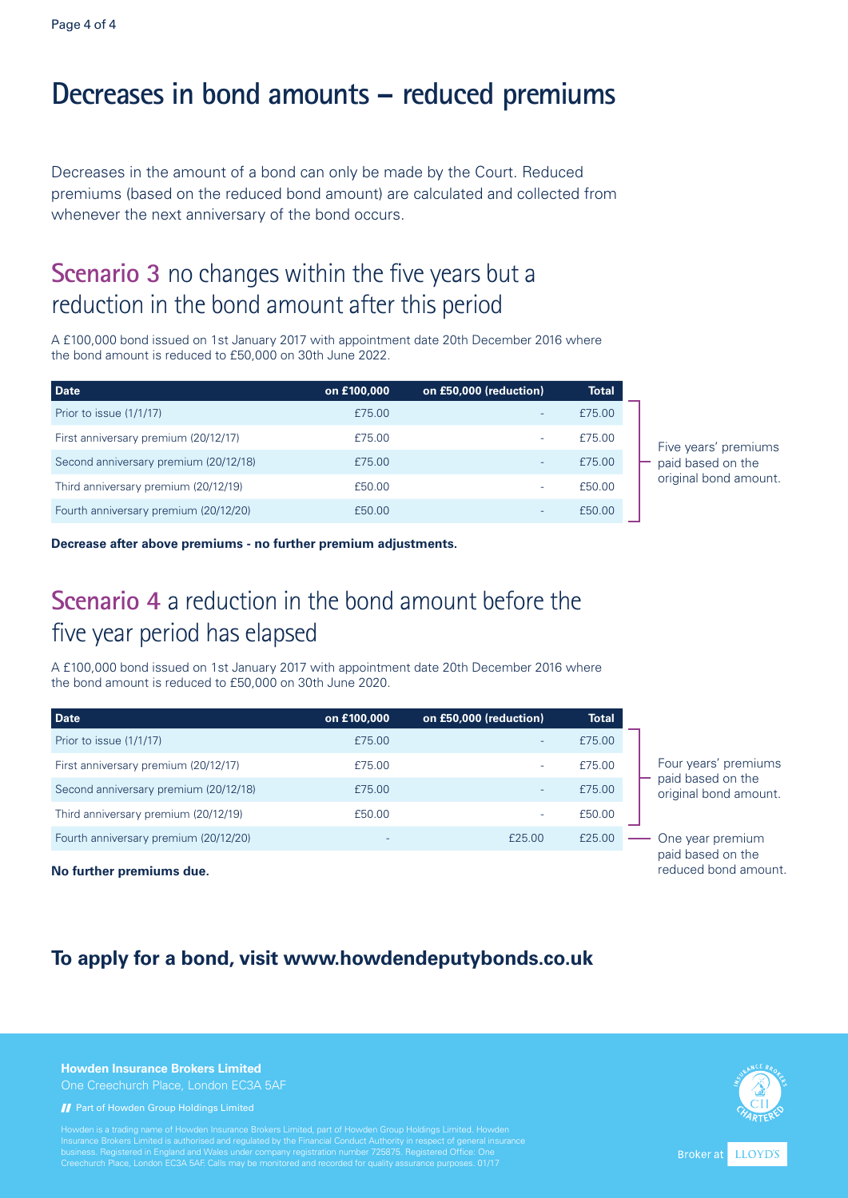# Decreases in bond amounts – reduced premiums

Decreases in the amount of a bond can only be made by the Court. Reduced premiums (based on the reduced bond amount) are calculated and collected from whenever the next anniversary of the bond occurs.

## Scenario 3 no changes within the five years but a reduction in the bond amount after this period

A £100,000 bond issued on 1st January 2017 with appointment date 20th December 2016 where the bond amount is reduced to £50,000 on 30th June 2022.

| Date | on £100,000 | on £50,000 (reduction) | Total |
|---|---|---|---|
| Prior to issue (1/1/17) | £75.00 | - | £75.00 |
| First anniversary premium (20/12/17) | £75.00 | - | £75.00 |
| Second anniversary premium (20/12/18) | £75.00 | - | £75.00 |
| Third anniversary premium (20/12/19) | £50.00 | - | £50.00 |
| Fourth anniversary premium (20/12/20) | £50.00 | - | £50.00 |

Five years' premiums paid based on the original bond amount.

**Decrease after above premiums - no further premium adjustments.**

## Scenario 4 a reduction in the bond amount before the five year period has elapsed

A £100,000 bond issued on 1st January 2017 with appointment date 20th December 2016 where the bond amount is reduced to £50,000 on 30th June 2020.

| Date | on £100,000 | on £50,000 (reduction) | Total |
|---|---|---|---|
| Prior to issue (1/1/17) | £75.00 | - | £75.00 |
| First anniversary premium (20/12/17) | £75.00 | - | £75.00 |
| Second anniversary premium (20/12/18) | £75.00 | - | £75.00 |
| Third anniversary premium (20/12/19) | £50.00 | - | £50.00 |
| Fourth anniversary premium (20/12/20) | - | £25.00 | £25.00 |

Four years' premiums paid based on the original bond amount.

One year premium paid based on the reduced bond amount.

**No further premiums due.**

### To apply for a bond, visit www.howdendeputybonds.co.uk

**Howden Insurance Brokers Limited**

One Creechurch Place, London EC3A 5AF

Part of Howden Group Holdings Limited

Howden is a trading name of Howden Insurance Brokers Limited, part of Howden Group Holdings Limited. Howden Insurance Brokers Limited is authorised and regulated by the Financial Conduct Authority in respect of general insurance business. Registered in England and Wales under company registration number 725875. Registered Office: One Creechurch Place, London EC3A 5AF. Calls may be monitored and recorded for quality assurance purposes. 01/17

Broker at LLOYD'S